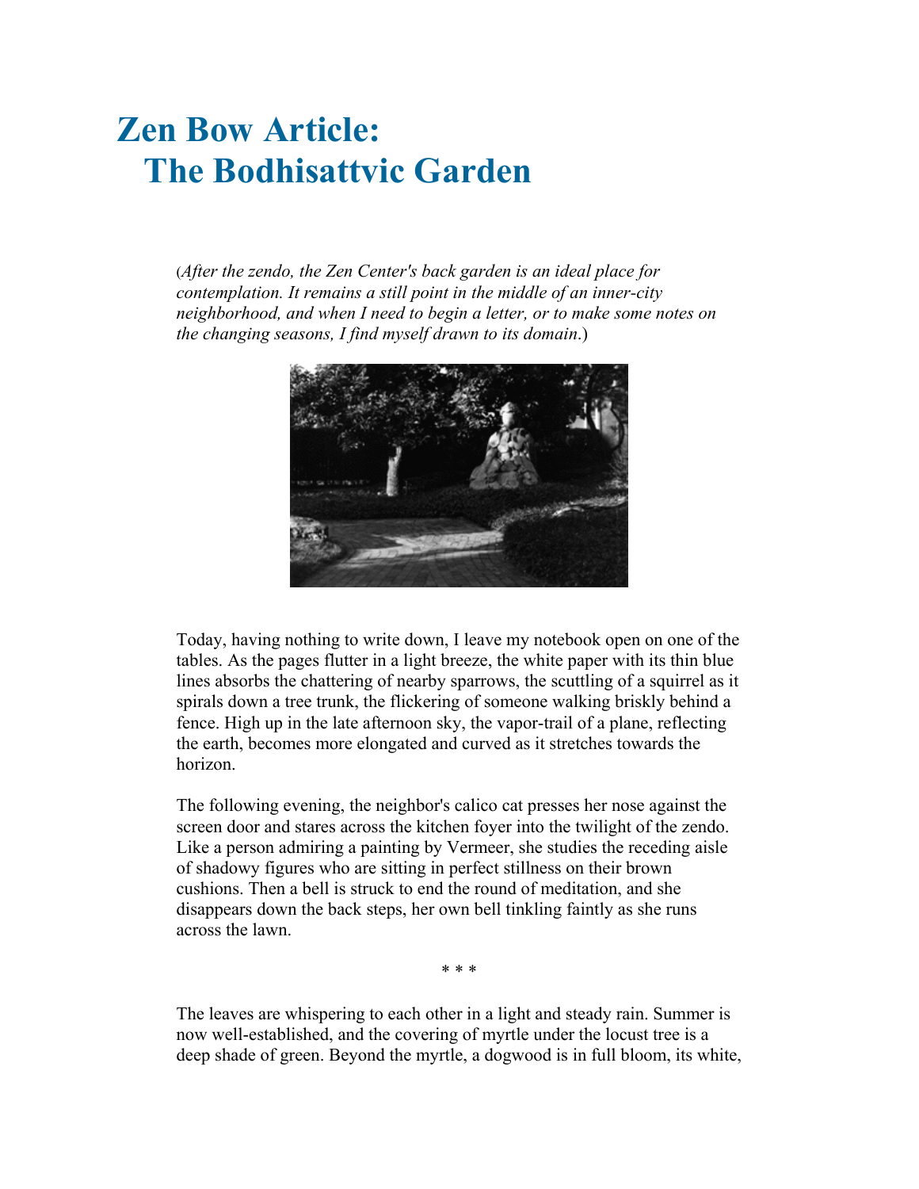# Zen Bow Article:
# The Bodhisattvic Garden

(*After the zendo, the Zen Center's back garden is an ideal place for contemplation. It remains a still point in the middle of an inner-city neighborhood, and when I need to begin a letter, or to make some notes on the changing seasons, I find myself drawn to its domain*.)

Today, having nothing to write down, I leave my notebook open on one of the tables. As the pages flutter in a light breeze, the white paper with its thin blue lines absorbs the chattering of nearby sparrows, the scuttling of a squirrel as it spirals down a tree trunk, the flickering of someone walking briskly behind a fence. High up in the late afternoon sky, the vapor-trail of a plane, reflecting the earth, becomes more elongated and curved as it stretches towards the horizon.

The following evening, the neighbor's calico cat presses her nose against the screen door and stares across the kitchen foyer into the twilight of the zendo. Like a person admiring a painting by Vermeer, she studies the receding aisle of shadowy figures who are sitting in perfect stillness on their brown cushions. Then a bell is struck to end the round of meditation, and she disappears down the back steps, her own bell tinkling faintly as she runs across the lawn.

\* \* \*

The leaves are whispering to each other in a light and steady rain. Summer is now well-established, and the covering of myrtle under the locust tree is a deep shade of green. Beyond the myrtle, a dogwood is in full bloom, its white,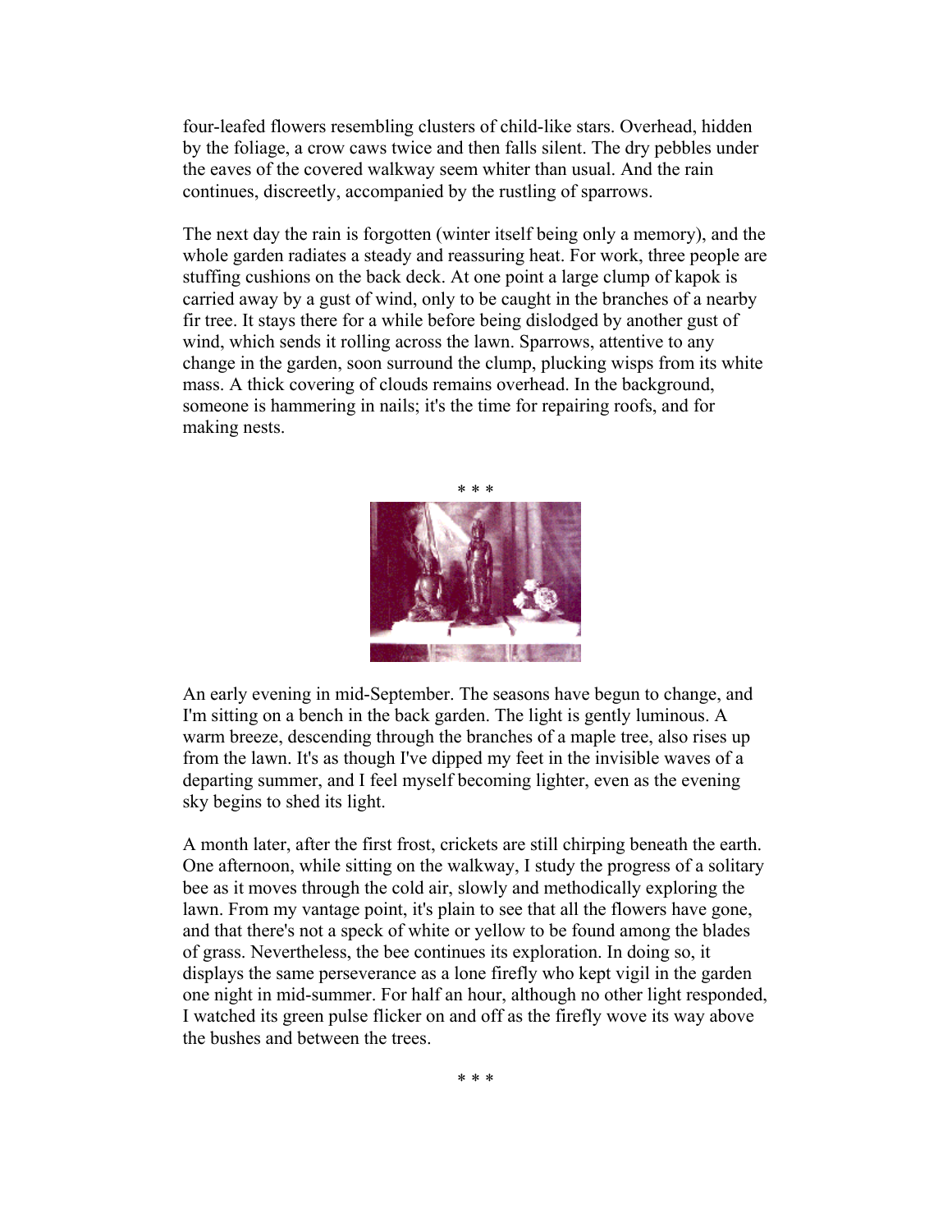four-leafed flowers resembling clusters of child-like stars. Overhead, hidden by the foliage, a crow caws twice and then falls silent. The dry pebbles under the eaves of the covered walkway seem whiter than usual. And the rain continues, discreetly, accompanied by the rustling of sparrows.

The next day the rain is forgotten (winter itself being only a memory), and the whole garden radiates a steady and reassuring heat. For work, three people are stuffing cushions on the back deck. At one point a large clump of kapok is carried away by a gust of wind, only to be caught in the branches of a nearby fir tree. It stays there for a while before being dislodged by another gust of wind, which sends it rolling across the lawn. Sparrows, attentive to any change in the garden, soon surround the clump, plucking wisps from its white mass. A thick covering of clouds remains overhead. In the background, someone is hammering in nails; it's the time for repairing roofs, and for making nests.

\* \* \*

An early evening in mid-September. The seasons have begun to change, and I'm sitting on a bench in the back garden. The light is gently luminous. A warm breeze, descending through the branches of a maple tree, also rises up from the lawn. It's as though I've dipped my feet in the invisible waves of a departing summer, and I feel myself becoming lighter, even as the evening sky begins to shed its light.

A month later, after the first frost, crickets are still chirping beneath the earth. One afternoon, while sitting on the walkway, I study the progress of a solitary bee as it moves through the cold air, slowly and methodically exploring the lawn. From my vantage point, it's plain to see that all the flowers have gone, and that there's not a speck of white or yellow to be found among the blades of grass. Nevertheless, the bee continues its exploration. In doing so, it displays the same perseverance as a lone firefly who kept vigil in the garden one night in mid-summer. For half an hour, although no other light responded, I watched its green pulse flicker on and off as the firefly wove its way above the bushes and between the trees.

\* \* \*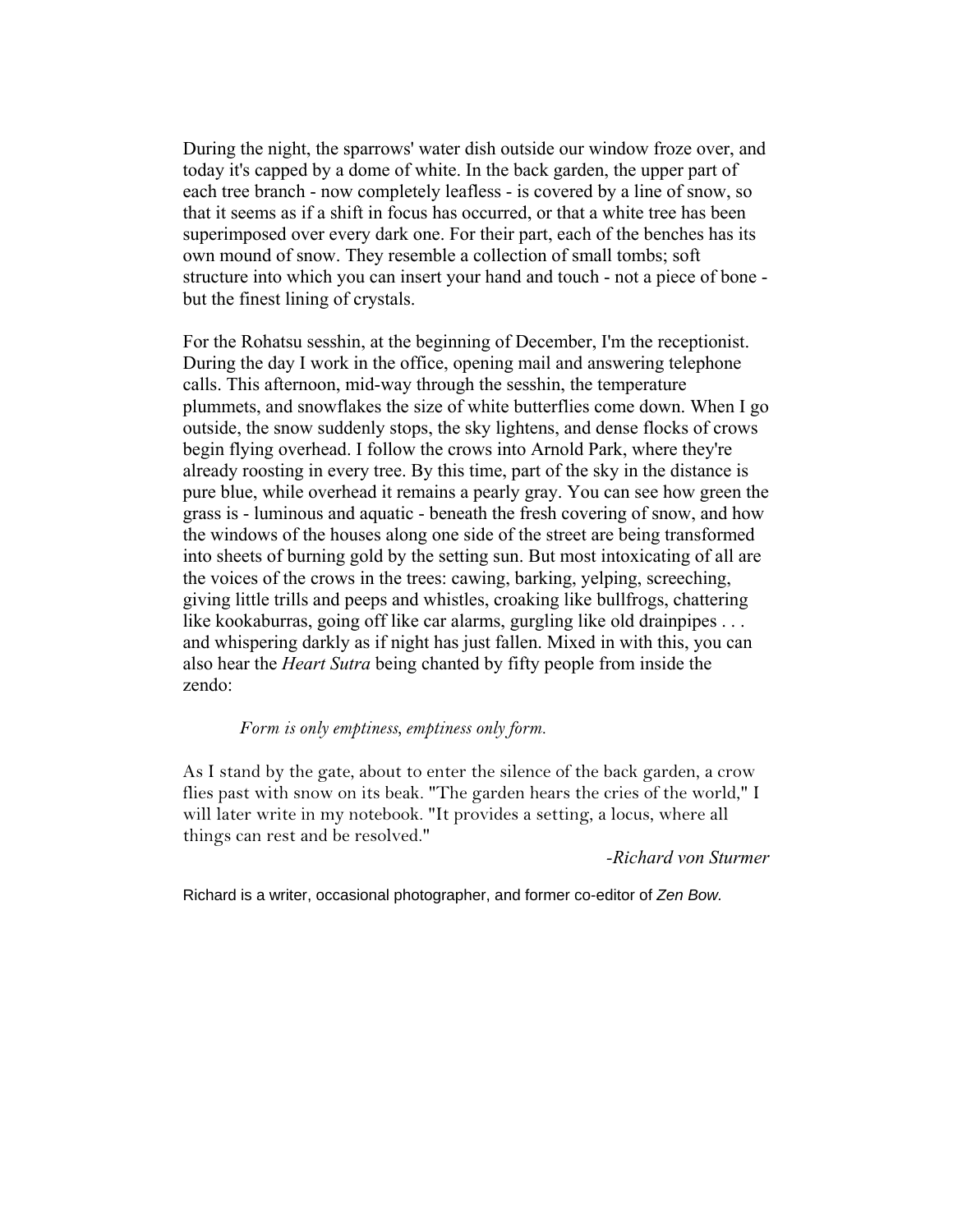During the night, the sparrows' water dish outside our window froze over, and today it's capped by a dome of white. In the back garden, the upper part of each tree branch - now completely leafless - is covered by a line of snow, so that it seems as if a shift in focus has occurred, or that a white tree has been superimposed over every dark one. For their part, each of the benches has its own mound of snow. They resemble a collection of small tombs; soft structure into which you can insert your hand and touch - not a piece of bone - but the finest lining of crystals.

For the Rohatsu sesshin, at the beginning of December, I'm the receptionist. During the day I work in the office, opening mail and answering telephone calls. This afternoon, mid-way through the sesshin, the temperature plummets, and snowflakes the size of white butterflies come down. When I go outside, the snow suddenly stops, the sky lightens, and dense flocks of crows begin flying overhead. I follow the crows into Arnold Park, where they're already roosting in every tree. By this time, part of the sky in the distance is pure blue, while overhead it remains a pearly gray. You can see how green the grass is - luminous and aquatic - beneath the fresh covering of snow, and how the windows of the houses along one side of the street are being transformed into sheets of burning gold by the setting sun. But most intoxicating of all are the voices of the crows in the trees: cawing, barking, yelping, screeching, giving little trills and peeps and whistles, croaking like bullfrogs, chattering like kookaburras, going off like car alarms, gurgling like old drainpipes . . . and whispering darkly as if night has just fallen. Mixed in with this, you can also hear the *Heart Sutra* being chanted by fifty people from inside the zendo:

> *Form is only emptiness, emptiness only form.*

As I stand by the gate, about to enter the silence of the back garden, a crow flies past with snow on its beak. "The garden hears the cries of the world," I will later write in my notebook. "It provides a setting, a locus, where all things can rest and be resolved."

*-Richard von Sturmer*

Richard is a writer, occasional photographer, and former co-editor of *Zen Bow.*